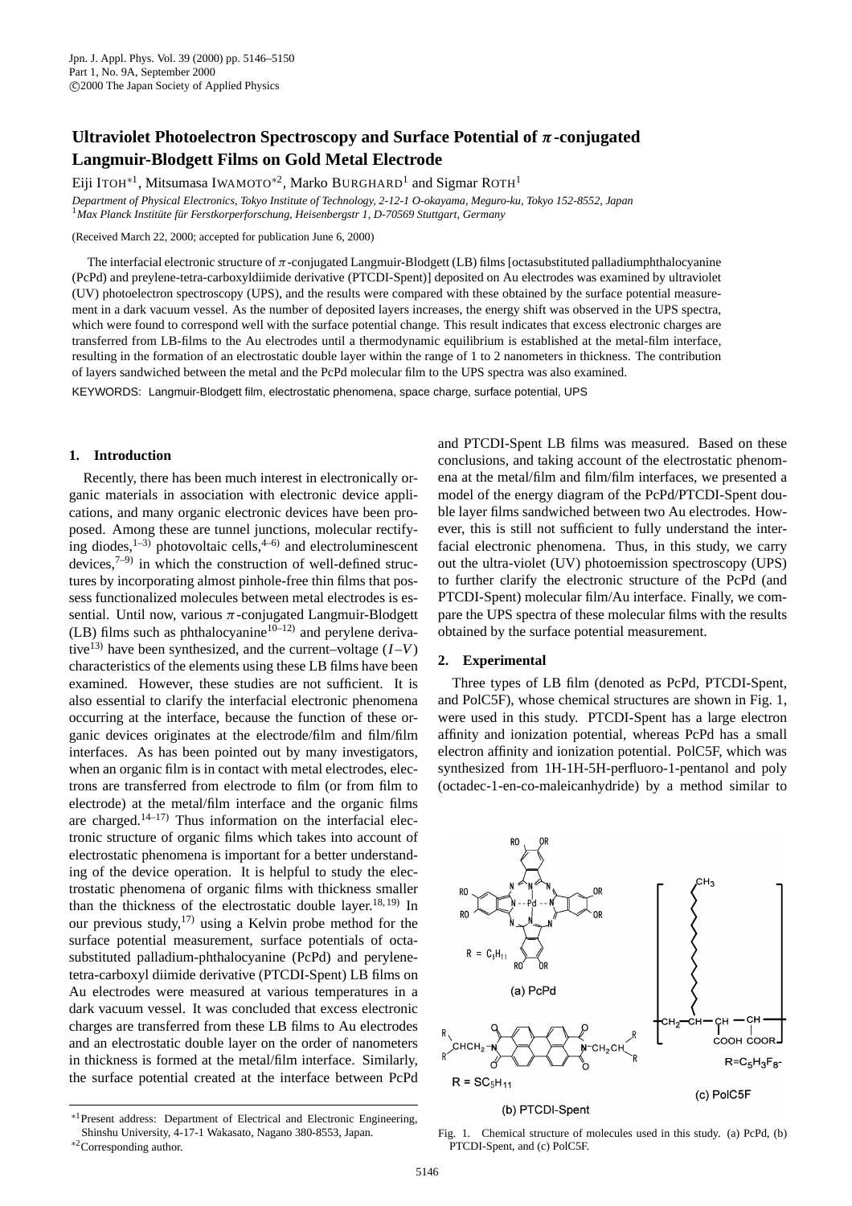# Ultraviolet Photoelectron Spectroscopy and Surface Potential of $\pi$-conjugated Langmuir-Blodgett Films on Gold Metal Electrode

Eiji ITOH[*1], Mitsumasa IWAMOTO[*2], Marko BURGHARD[1] and Sigmar ROTH[1]

*Department of Physical Electronics, Tokyo Institute of Technology, 2-12-1 O-okayama, Meguro-ku, Tokyo 152-8552, Japan*
[1]*Max Planck Institüte für Ferstkorperforschung, Heisenbergstr 1, D-70569 Stuttgart, Germany*

(Received March 22, 2000; accepted for publication June 6, 2000)

The interfacial electronic structure of $\pi$-conjugated Langmuir-Blodgett (LB) films [octasubstituted palladiumphthalocyanine (PcPd) and preylene-tetra-carboxyldiimide derivative (PTCDI-Spent)] deposited on Au electrodes was examined by ultraviolet (UV) photoelectron spectroscopy (UPS), and the results were compared with those obtained by the surface potential measurement in a dark vacuum vessel. As the number of deposited layers increases, the energy shift was observed in the UPS spectra, which were found to correspond well with the surface potential change. This result indicates that excess electronic charges are transferred from LB-films to the Au electrodes until a thermodynamic equilibrium is established at the metal-film interface, resulting in the formation of an electrostatic double layer within the range of 1 to 2 nanometers in thickness. The contribution of layers sandwiched between the metal and the PcPd molecular film to the UPS spectra was also examined.

KEYWORDS: Langmuir-Blodgett film, electrostatic phenomena, space charge, surface potential, UPS

## 1. Introduction

Recently, there has been much interest in electronically organic materials in association with electronic device applications, and many organic electronic devices have been proposed. Among these are tunnel junctions, molecular rectifying diodes,[1–3] photovoltaic cells,[4–6] and electroluminescent devices,[7–9] in which the construction of well-defined structures by incorporating almost pinhole-free thin films that possess functionalized molecules between metal electrodes is essential. Until now, various $\pi$-conjugated Langmuir-Blodgett (LB) films such as phthalocyanine[10–12] and perylene derivative[13] have been synthesized, and the current–voltage ($I$–$V$) characteristics of the elements using these LB films have been examined. However, these studies are not sufficient. It is also essential to clarify the interfacial electronic phenomena occurring at the interface, because the function of these organic devices originates at the electrode/film and film/film interfaces. As has been pointed out by many investigators, when an organic film is in contact with metal electrodes, electrons are transferred from electrode to film (or from film to electrode) at the metal/film interface and the organic films are charged.[14–17] Thus information on the interfacial electronic structure of organic films which takes into account of electrostatic phenomena is important for a better understanding of the device operation. It is helpful to study the electrostatic phenomena of organic films with thickness smaller than the thickness of the electrostatic double layer.[18,19] In our previous study,[17] using a Kelvin probe method for the surface potential measurement, surface potentials of octasubstituted palladium-phthalocyanine (PcPd) and perylene-tetra-carboxyl diimide derivative (PTCDI-Spent) LB films on Au electrodes were measured at various temperatures in a dark vacuum vessel. It was concluded that excess electronic charges are transferred from these LB films to Au electrodes and an electrostatic double layer on the order of nanometers in thickness is formed at the metal/film interface. Similarly, the surface potential created at the interface between PcPd and PTCDI-Spent LB films was measured. Based on these conclusions, and taking account of the electrostatic phenomena at the metal/film and film/film interfaces, we presented a model of the energy diagram of the PcPd/PTCDI-Spent double layer films sandwiched between two Au electrodes. However, this is still not sufficient to fully understand the interfacial electronic phenomena. Thus, in this study, we carry out the ultra-violet (UV) photoemission spectroscopy (UPS) to further clarify the electronic structure of the PcPd (and PTCDI-Spent) molecular film/Au interface. Finally, we compare the UPS spectra of these molecular films with the results obtained by the surface potential measurement.

## 2. Experimental

Three types of LB film (denoted as PcPd, PTCDI-Spent, and PolC5F), whose chemical structures are shown in Fig. 1, were used in this study. PTCDI-Spent has a large electron affinity and ionization potential, whereas PcPd has a small electron affinity and ionization potential. PolC5F, which was synthesized from 1H-1H-5H-perfluoro-1-pentanol and poly (octadec-1-en-co-maleicanhydride) by a method similar to

Fig. 1. Chemical structure of molecules used in this study. (a) PcPd, (b) PTCDI-Spent, and (c) PolC5F.

[*1]Present address: Department of Electrical and Electronic Engineering, Shinshu University, 4-17-1 Wakasato, Nagano 380-8553, Japan.
[*2]Corresponding author.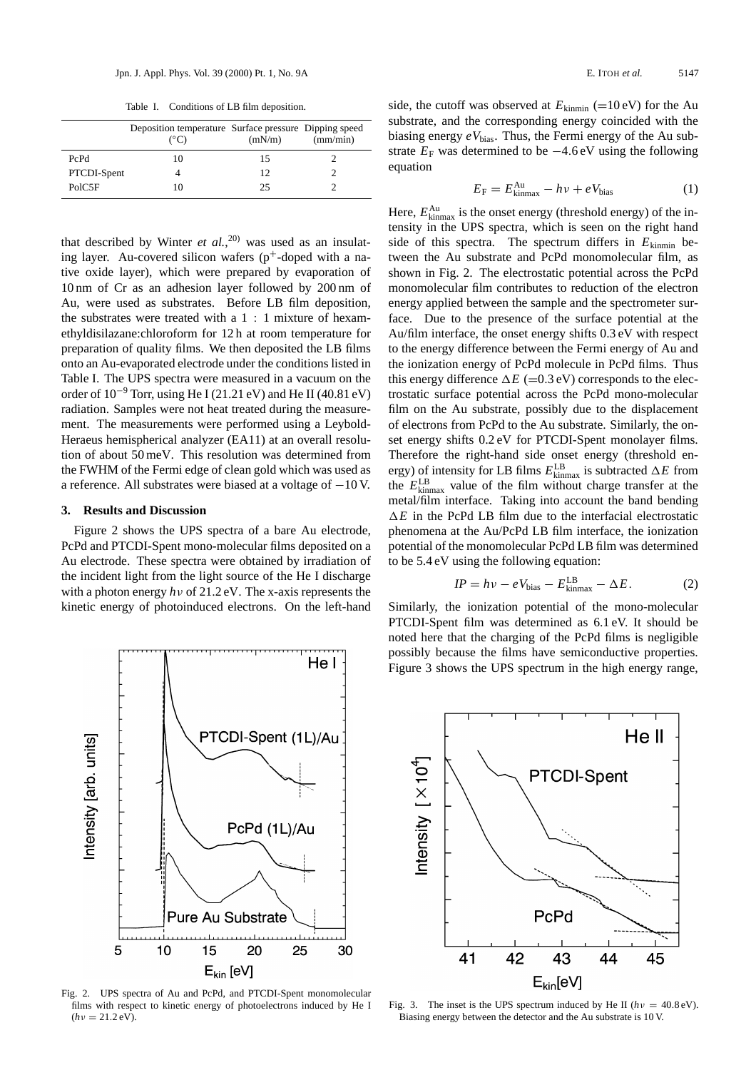Table I. Conditions of LB film deposition.

| | Deposition temperature (°C) | Surface pressure (mN/m) | Dipping speed (mm/min) |
|---|---|---|---|
| PcPd | 10 | 15 | 2 |
| PTCDI-Spent | 4 | 12 | 2 |
| PolC5F | 10 | 25 | 2 |

that described by Winter *et al.*,[20] was used as an insulating layer. Au-covered silicon wafers ($p^+$-doped with a native oxide layer), which were prepared by evaporation of 10 nm of Cr as an adhesion layer followed by 200 nm of Au, were used as substrates. Before LB film deposition, the substrates were treated with a 1 : 1 mixture of hexamethyldisilazane:chloroform for 12 h at room temperature for preparation of quality films. We then deposited the LB films onto an Au-evaporated electrode under the conditions listed in Table I. The UPS spectra were measured in a vacuum on the order of $10^{-9}$ Torr, using He I (21.21 eV) and He II (40.81 eV) radiation. Samples were not heat treated during the measurement. The measurements were performed using a Leybold-Heraeus hemispherical analyzer (EA11) at an overall resolution of about 50 meV. This resolution was determined from the FWHM of the Fermi edge of clean gold which was used as a reference. All substrates were biased at a voltage of −10 V.

### 3. Results and Discussion

Figure 2 shows the UPS spectra of a bare Au electrode, PcPd and PTCDI-Spent mono-molecular films deposited on a Au electrode. These spectra were obtained by irradiation of the incident light from the light source of the He I discharge with a photon energy $h\nu$ of 21.2 eV. The x-axis represents the kinetic energy of photoinduced electrons. On the left-hand side, the cutoff was observed at $E_{\text{kinmin}}$ (=10 eV) for the Au substrate, and the corresponding energy coincided with the biasing energy $eV_{\text{bias}}$. Thus, the Fermi energy of the Au substrate $E_{\text{F}}$ was determined to be −4.6 eV using the following equation

$$E_{\text{F}} = E_{\text{kinmax}}^{\text{Au}} - h\nu + eV_{\text{bias}} \tag{1}$$

Here, $E_{\text{kinmax}}^{\text{Au}}$ is the onset energy (threshold energy) of the intensity in the UPS spectra, which is seen on the right hand side of this spectra. The spectrum differs in $E_{\text{kinmin}}$ between the Au substrate and PcPd monomolecular film, as shown in Fig. 2. The electrostatic potential across the PcPd monomolecular film contributes to reduction of the electron energy applied between the sample and the spectrometer surface. Due to the presence of the surface potential at the Au/film interface, the onset energy shifts 0.3 eV with respect to the energy difference between the Fermi energy of Au and the ionization energy of PcPd molecule in PcPd films. Thus this energy difference $\Delta E$ (=0.3 eV) corresponds to the electrostatic surface potential across the PcPd mono-molecular film on the Au substrate, possibly due to the displacement of electrons from PcPd to the Au substrate. Similarly, the onset energy shifts 0.2 eV for PTCDI-Spent monolayer films. Therefore the right-hand side onset energy (threshold energy) of intensity for LB films $E_{\text{kinmax}}^{\text{LB}}$ is subtracted $\Delta E$ from the $E_{\text{kinmax}}^{\text{LB}}$ value of the film without charge transfer at the metal/film interface. Taking into account the band bending $\Delta E$ in the PcPd LB film due to the interfacial electrostatic phenomena at the Au/PcPd LB film interface, the ionization potential of the monomolecular PcPd LB film was determined to be 5.4 eV using the following equation:

$$IP = h\nu - eV_{\text{bias}} - E_{\text{kinmax}}^{\text{LB}} - \Delta E. \tag{2}$$

Similarly, the ionization potential of the mono-molecular PTCDI-Spent film was determined as 6.1 eV. It should be noted here that the charging of the PcPd films is negligible possibly because the films have semiconductive properties. Figure 3 shows the UPS spectrum in the high energy range,

Fig. 2. UPS spectra of Au and PcPd, and PTCDI-Spent monomolecular films with respect to kinetic energy of photoelectrons induced by He I ($h\nu = 21.2$ eV).

Fig. 3. The inset is the UPS spectrum induced by He II ($h\nu = 40.8$ eV). Biasing energy between the detector and the Au substrate is 10 V.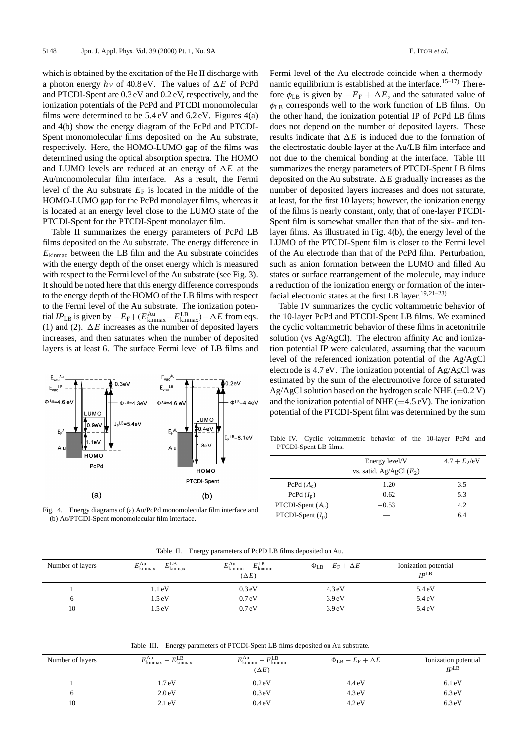which is obtained by the excitation of the He II discharge with a photon energy $h\nu$ of 40.8 eV. The values of $\Delta E$ of PcPd and PTCDI-Spent are 0.3 eV and 0.2 eV, respectively, and the ionization potentials of the PcPd and PTCDI monomolecular films were determined to be 5.4 eV and 6.2 eV. Figures 4(a) and 4(b) show the energy diagram of the PcPd and PTCDI-Spent monomolecular films deposited on the Au substrate, respectively. Here, the HOMO-LUMO gap of the films was determined using the optical absorption spectra. The HOMO and LUMO levels are reduced at an energy of $\Delta E$ at the Au/monomolecular film interface. As a result, the Fermi level of the Au substrate $E_F$ is located in the middle of the HOMO-LUMO gap for the PcPd monolayer films, whereas it is located at an energy level close to the LUMO state of the PTCDI-Spent for the PTCDI-Spent monolayer film.

Table II summarizes the energy parameters of PcPd LB films deposited on the Au substrate. The energy difference in $E_{\text{kinmax}}$ between the LB film and the Au substrate coincides with the energy depth of the onset energy which is measured with respect to the Fermi level of the Au substrate (see Fig. 3). It should be noted here that this energy difference corresponds to the energy depth of the HOMO of the LB films with respect to the Fermi level of the Au substrate. The ionization potential $IP_{\text{LB}}$ is given by $-E_F + (E^{\text{Au}}_{\text{kinmax}} - E^{\text{LB}}_{\text{kinmax}}) - \Delta E$ from eqs. (1) and (2). $\Delta E$ increases as the number of deposited layers increases, and then saturates when the number of deposited layers is at least 6. The surface Fermi level of LB films and

Fig. 4. Energy diagrams of (a) Au/PcPd monomolecular film interface and (b) Au/PTCDI-Spent monomolecular film interface.

Fermi level of the Au electrode coincide when a thermodynamic equilibrium is established at the interface.[15–17] Therefore $\phi_{\text{LB}}$ is given by $-E_F + \Delta E$, and the saturated value of $\phi_{\text{LB}}$ corresponds well to the work function of LB films. On the other hand, the ionization potential IP of PcPd LB films does not depend on the number of deposited layers. These results indicate that $\Delta E$ is induced due to the formation of the electrostatic double layer at the Au/LB film interface and not due to the chemical bonding at the interface. Table III summarizes the energy parameters of PTCDI-Spent LB films deposited on the Au substrate. $\Delta E$ gradually increases as the number of deposited layers increases and does not saturate, at least, for the first 10 layers; however, the ionization energy of the films is nearly constant, only, that of one-layer PTCDI-Spent film is somewhat smaller than that of the six- and ten-layer films. As illustrated in Fig. 4(b), the energy level of the LUMO of the PTCDI-Spent film is closer to the Fermi level of the Au electrode than that of the PcPd film. Perturbation, such as anion formation between the LUMO and filled Au states or surface rearrangement of the molecule, may induce a reduction of the ionization energy or formation of the interfacial electronic states at the first LB layer.[19,21–23]

Table IV summarizes the cyclic voltammetric behavior of the 10-layer PcPd and PTCDI-Spent LB films. We examined the cyclic voltammetric behavior of these films in acetonitrile solution (vs Ag/AgCl). The electron affinity Ac and ionization potential IP were calculated, assuming that the vacuum level of the referenced ionization potential of the Ag/AgCl electrode is 4.7 eV. The ionization potential of Ag/AgCl was estimated by the sum of the electromotive force of saturated Ag/AgCl solution based on the hydrogen scale NHE (=0.2 V) and the ionization potential of NHE (=4.5 eV). The ionization potential of the PTCDI-Spent film was determined by the sum

Table IV. Cyclic voltammetric behavior of the 10-layer PcPd and PTCDI-Spent LB films.

| | Energy level/V vs. satid. Ag/AgCl ($E_2$) | $4.7 + E_2$/eV |
|---|---|---|
| PcPd ($A_c$) | −1.20 | 3.5 |
| PcPd ($I_p$) | +0.62 | 5.3 |
| PTCDI-Spent ($A_c$) | −0.53 | 4.2 |
| PTCDI-Spent ($I_p$) | — | 6.4 |

Table II. Energy parameters of PcPd LB films deposited on Au.

| Number of layers | $E^{\text{Au}}_{\text{kinmax}} - E^{\text{LB}}_{\text{kinmax}}$ | $E^{\text{Au}}_{\text{kinmin}} - E^{\text{LB}}_{\text{kinmin}}$ ($\Delta E$) | $\Phi_{\text{LB}} - E_F + \Delta E$ | Ionization potential $IP^{\text{LB}}$ |
|---|---|---|---|---|
| 1 | 1.1 eV | 0.3 eV | 4.3 eV | 5.4 eV |
| 6 | 1.5 eV | 0.7 eV | 3.9 eV | 5.4 eV |
| 10 | 1.5 eV | 0.7 eV | 3.9 eV | 5.4 eV |

Table III. Energy parameters of PTCDI-Spent LB films deposited on Au substrate.

| Number of layers | $E^{\text{Au}}_{\text{kinmax}} - E^{\text{LB}}_{\text{kinmax}}$ | $E^{\text{Au}}_{\text{kinmin}} - E^{\text{LB}}_{\text{kinmin}}$ ($\Delta E$) | $\Phi_{\text{LB}} - E_F + \Delta E$ | Ionization potential $IP^{\text{LB}}$ |
|---|---|---|---|---|
| 1 | 1.7 eV | 0.2 eV | 4.4 eV | 6.1 eV |
| 6 | 2.0 eV | 0.3 eV | 4.3 eV | 6.3 eV |
| 10 | 2.1 eV | 0.4 eV | 4.2 eV | 6.3 eV |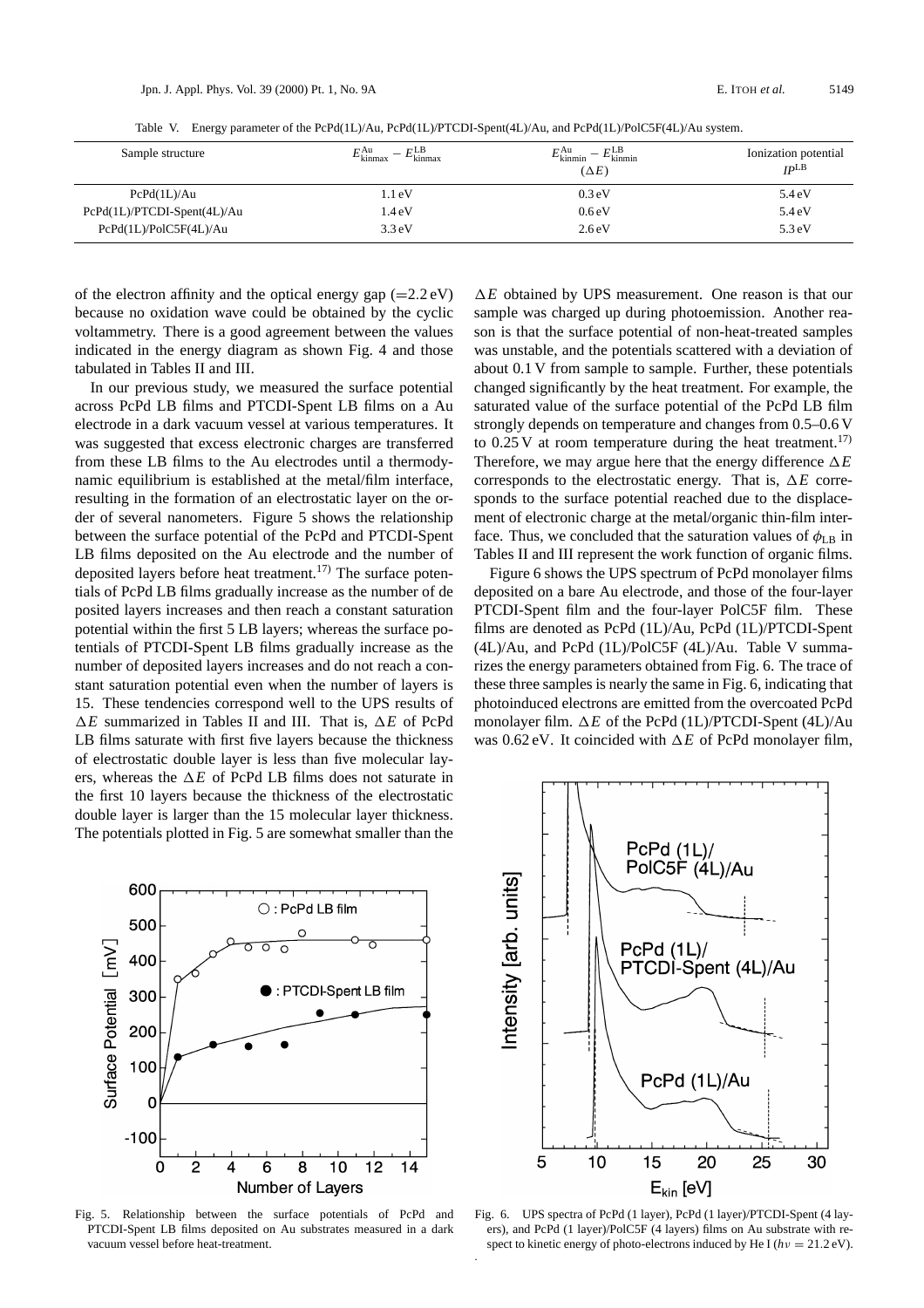Table V. Energy parameter of the PcPd(1L)/Au, PcPd(1L)/PTCDI-Spent(4L)/Au, and PcPd(1L)/PolC5F(4L)/Au system.

| Sample structure | $E^{\mathrm{Au}}_{\mathrm{kinmax}} - E^{\mathrm{LB}}_{\mathrm{kinmax}}$ | $E^{\mathrm{Au}}_{\mathrm{kinmin}} - E^{\mathrm{LB}}_{\mathrm{kinmin}}$ ($\Delta E$) | Ionization potential $IP^{\mathrm{LB}}$ |
|---|---|---|---|
| PcPd(1L)/Au | 1.1 eV | 0.3 eV | 5.4 eV |
| PcPd(1L)/PTCDI-Spent(4L)/Au | 1.4 eV | 0.6 eV | 5.4 eV |
| PcPd(1L)/PolC5F(4L)/Au | 3.3 eV | 2.6 eV | 5.3 eV |

of the electron affinity and the optical energy gap (=2.2 eV) because no oxidation wave could be obtained by the cyclic voltammetry. There is a good agreement between the values indicated in the energy diagram as shown Fig. 4 and those tabulated in Tables II and III.

In our previous study, we measured the surface potential across PcPd LB films and PTCDI-Spent LB films on a Au electrode in a dark vacuum vessel at various temperatures. It was suggested that excess electronic charges are transferred from these LB films to the Au electrodes until a thermodynamic equilibrium is established at the metal/film interface, resulting in the formation of an electrostatic layer on the order of several nanometers. Figure 5 shows the relationship between the surface potential of the PcPd and PTCDI-Spent LB films deposited on the Au electrode and the number of deposited layers before heat treatment.[17] The surface potentials of PcPd LB films gradually increase as the number of de posited layers increases and then reach a constant saturation potential within the first 5 LB layers; whereas the surface potentials of PTCDI-Spent LB films gradually increase as the number of deposited layers increases and do not reach a constant saturation potential even when the number of layers is 15. These tendencies correspond well to the UPS results of $\Delta E$ summarized in Tables II and III. That is, $\Delta E$ of PcPd LB films saturate with first five layers because the thickness of electrostatic double layer is less than five molecular layers, whereas the $\Delta E$ of PcPd LB films does not saturate in the first 10 layers because the thickness of the electrostatic double layer is larger than the 15 molecular layer thickness. The potentials plotted in Fig. 5 are somewhat smaller than the $\Delta E$ obtained by UPS measurement. One reason is that our sample was charged up during photoemission. Another reason is that the surface potential of non-heat-treated samples was unstable, and the potentials scattered with a deviation of about 0.1 V from sample to sample. Further, these potentials changed significantly by the heat treatment. For example, the saturated value of the surface potential of the PcPd LB film strongly depends on temperature and changes from 0.5–0.6 V to 0.25 V at room temperature during the heat treatment.[17] Therefore, we may argue here that the energy difference $\Delta E$ corresponds to the electrostatic energy. That is, $\Delta E$ corresponds to the surface potential reached due to the displacement of electronic charge at the metal/organic thin-film interface. Thus, we concluded that the saturation values of $\phi_{\mathrm{LB}}$ in Tables II and III represent the work function of organic films.

Figure 6 shows the UPS spectrum of PcPd monolayer films deposited on a bare Au electrode, and those of the four-layer PTCDI-Spent film and the four-layer PolC5F film. These films are denoted as PcPd (1L)/Au, PcPd (1L)/PTCDI-Spent (4L)/Au, and PcPd (1L)/PolC5F (4L)/Au. Table V summarizes the energy parameters obtained from Fig. 6. The trace of these three samples is nearly the same in Fig. 6, indicating that photoinduced electrons are emitted from the overcoated PcPd monolayer film. $\Delta E$ of the PcPd (1L)/PTCDI-Spent (4L)/Au was 0.62 eV. It coincided with $\Delta E$ of PcPd monolayer film,

Fig. 5. Relationship between the surface potentials of PcPd and PTCDI-Spent LB films deposited on Au substrates measured in a dark vacuum vessel before heat-treatment.

Fig. 6. UPS spectra of PcPd (1 layer), PcPd (1 layer)/PTCDI-Spent (4 layers), and PcPd (1 layer)/PolC5F (4 layers) films on Au substrate with respect to kinetic energy of photo-electrons induced by He I ($h\nu = 21.2$ eV).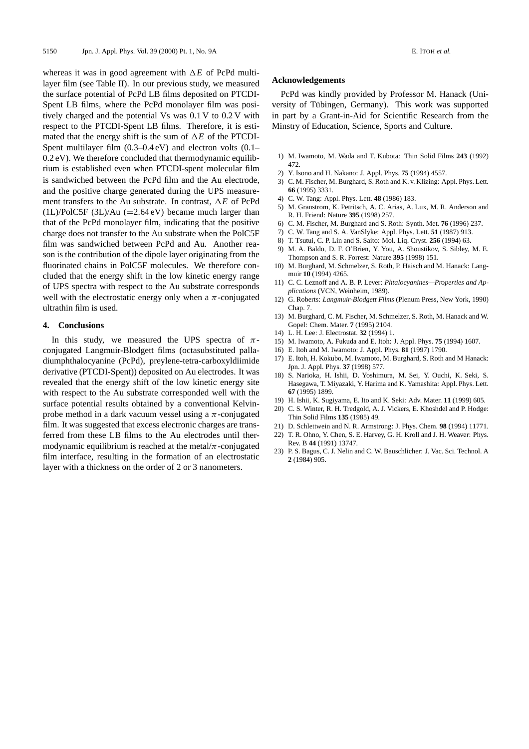whereas it was in good agreement with $\Delta E$ of PcPd multilayer film (see Table II). In our previous study, we measured the surface potential of PcPd LB films deposited on PTCDI-Spent LB films, where the PcPd monolayer film was positively charged and the potential Vs was 0.1 V to 0.2 V with respect to the PTCDI-Spent LB films. Therefore, it is estimated that the energy shift is the sum of $\Delta E$ of the PTCDI-Spent multilayer film (0.3–0.4 eV) and electron volts (0.1–0.2 eV). We therefore concluded that thermodynamic equilibrium is established even when PTCDI-spent molecular film is sandwiched between the PcPd film and the Au electrode, and the positive charge generated during the UPS measurement transfers to the Au substrate. In contrast, $\Delta E$ of PcPd (1L)/PolC5F (3L)/Au (=2.64 eV) became much larger than that of the PcPd monolayer film, indicating that the positive charge does not transfer to the Au substrate when the PolC5F film was sandwiched between PcPd and Au. Another reason is the contribution of the dipole layer originating from the fluorinated chains in PolC5F molecules. We therefore concluded that the energy shift in the low kinetic energy range of UPS spectra with respect to the Au substrate corresponds well with the electrostatic energy only when a $\pi$-conjugated ultrathin film is used.

## 4. Conclusions

In this study, we measured the UPS spectra of $\pi$-conjugated Langmuir-Blodgett films (octasubstituted palladiumphthalocyanine (PcPd), preylene-tetra-carboxyldiimide derivative (PTCDI-Spent)) deposited on Au electrodes. It was revealed that the energy shift of the low kinetic energy site with respect to the Au substrate corresponded well with the surface potential results obtained by a conventional Kelvin-probe method in a dark vacuum vessel using a $\pi$-conjugated film. It was suggested that excess electronic charges are transferred from these LB films to the Au electrodes until thermodynamic equilibrium is reached at the metal/$\pi$-conjugated film interface, resulting in the formation of an electrostatic layer with a thickness on the order of 2 or 3 nanometers.

## Acknowledgements

PcPd was kindly provided by Professor M. Hanack (University of Tübingen, Germany). This work was supported in part by a Grant-in-Aid for Scientific Research from the Minstry of Education, Science, Sports and Culture.

1) M. Iwamoto, M. Wada and T. Kubota: Thin Solid Films **243** (1992) 472.
2) Y. Isono and H. Nakano: J. Appl. Phys. **75** (1994) 4557.
3) C. M. Fischer, M. Burghard, S. Roth and K. v. Klizing: Appl. Phys. Lett. **66** (1995) 3331.
4) C. W. Tang: Appl. Phys. Lett. **48** (1986) 183.
5) M. Granstrom, K. Petritsch, A. C. Arias, A. Lux, M. R. Anderson and R. H. Friend: Nature **395** (1998) 257.
6) C. M. Fischer, M. Burghard and S. Roth: Synth. Met. **76** (1996) 237.
7) C. W. Tang and S. A. VanSlyke: Appl. Phys. Lett. **51** (1987) 913.
8) T. Tsutui, C. P. Lin and S. Saito: Mol. Liq. Cryst. **256** (1994) 63.
9) M. A. Baldo, D. F. O'Brien, Y. You, A. Shoustikov, S. Sibley, M. E. Thompson and S. R. Forrest: Nature **395** (1998) 151.
10) M. Burghard, M. Schmelzer, S. Roth, P. Haisch and M. Hanack: Langmuir **10** (1994) 4265.
11) C. C. Leznoff and A. B. P. Lever: *Phtalocyanines—Properties and Applications* (VCN, Weinheim, 1989).
12) G. Roberts: *Langmuir-Blodgett Films* (Plenum Press, New York, 1990) Chap. 7.
13) M. Burghard, C. M. Fischer, M. Schmelzer, S. Roth, M. Hanack and W. Gopel: Chem. Mater. **7** (1995) 2104.
14) L. H. Lee: J. Electrostat. **32** (1994) 1.
15) M. Iwamoto, A. Fukuda and E. Itoh: J. Appl. Phys. **75** (1994) 1607.
16) E. Itoh and M. Iwamoto: J. Appl. Phys. **81** (1997) 1790.
17) E. Itoh, H. Kokubo, M. Iwamoto, M. Burghard, S. Roth and M Hanack: Jpn. J. Appl. Phys. **37** (1998) 577.
18) S. Narioka, H. Ishii, D. Yoshimura, M. Sei, Y. Ouchi, K. Seki, S. Hasegawa, T. Miyazaki, Y. Harima and K. Yamashita: Appl. Phys. Lett. **67** (1995) 1899.
19) H. Ishii, K. Sugiyama, E. Ito and K. Seki: Adv. Mater. **11** (1999) 605.
20) C. S. Winter, R. H. Tredgold, A. J. Vickers, E. Khoshdel and P. Hodge: Thin Solid Films **135** (1985) 49.
21) D. Schlettwein and N. R. Armstrong: J. Phys. Chem. **98** (1994) 11771.
22) T. R. Ohno, Y. Chen, S. E. Harvey, G. H. Kroll and J. H. Weaver: Phys. Rev. B **44** (1991) 13747.
23) P. S. Bagus, C. J. Nelin and C. W. Bauschlicher: J. Vac. Sci. Technol. A **2** (1984) 905.